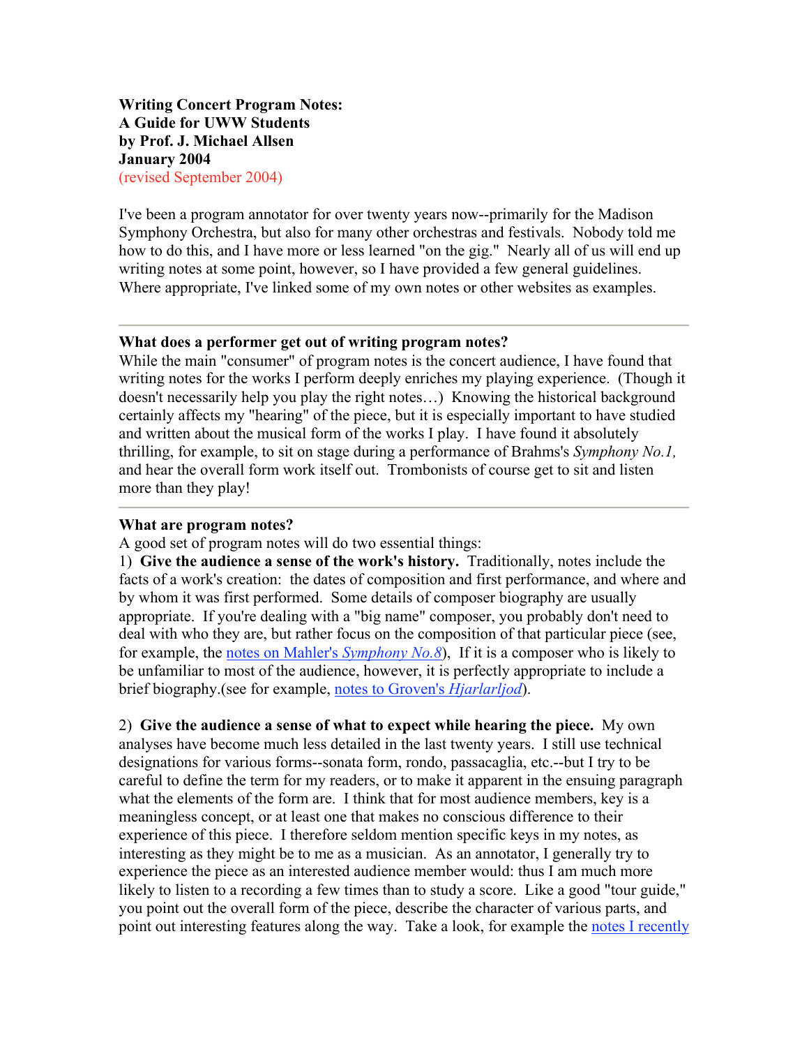**Writing Concert Program Notes:**
**A Guide for UWW Students**
**by Prof. J. Michael Allsen**
**January 2004**
(revised September 2004)

I've been a program annotator for over twenty years now--primarily for the Madison Symphony Orchestra, but also for many other orchestras and festivals. Nobody told me how to do this, and I have more or less learned "on the gig." Nearly all of us will end up writing notes at some point, however, so I have provided a few general guidelines. Where appropriate, I've linked some of my own notes or other websites as examples.

---

**What does a performer get out of writing program notes?**
While the main "consumer" of program notes is the concert audience, I have found that writing notes for the works I perform deeply enriches my playing experience. (Though it doesn't necessarily help you play the right notes…) Knowing the historical background certainly affects my "hearing" of the piece, but it is especially important to have studied and written about the musical form of the works I play. I have found it absolutely thrilling, for example, to sit on stage during a performance of Brahms's *Symphony No.1,* and hear the overall form work itself out. Trombonists of course get to sit and listen more than they play!

---

**What are program notes?**
A good set of program notes will do two essential things:
1) **Give the audience a sense of the work's history.** Traditionally, notes include the facts of a work's creation: the dates of composition and first performance, and where and by whom it was first performed. Some details of composer biography are usually appropriate. If you're dealing with a "big name" composer, you probably don't need to deal with who they are, but rather focus on the composition of that particular piece (see, for example, the notes on Mahler's *Symphony No.8*), If it is a composer who is likely to be unfamiliar to most of the audience, however, it is perfectly appropriate to include a brief biography.(see for example, notes to Groven's *Hjarlarljod*).

2) **Give the audience a sense of what to expect while hearing the piece.** My own analyses have become much less detailed in the last twenty years. I still use technical designations for various forms--sonata form, rondo, passacaglia, etc.--but I try to be careful to define the term for my readers, or to make it apparent in the ensuing paragraph what the elements of the form are. I think that for most audience members, key is a meaningless concept, or at least one that makes no conscious difference to their experience of this piece. I therefore seldom mention specific keys in my notes, as interesting as they might be to me as a musician. As an annotator, I generally try to experience the piece as an interested audience member would: thus I am much more likely to listen to a recording a few times than to study a score. Like a good "tour guide," you point out the overall form of the piece, describe the character of various parts, and point out interesting features along the way. Take a look, for example the notes I recently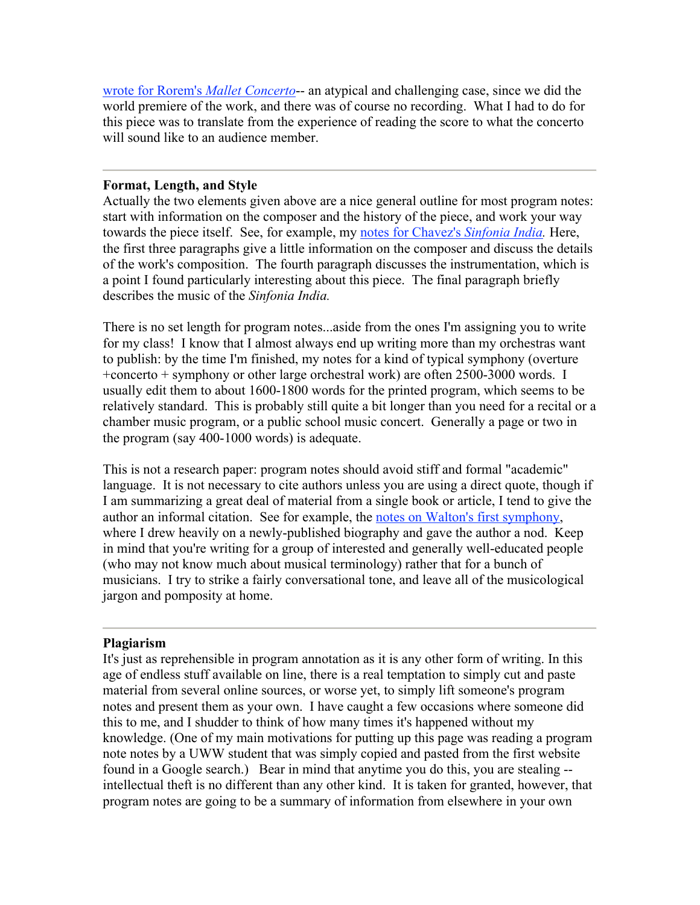wrote for Rorem's *Mallet Concerto*-- an atypical and challenging case, since we did the world premiere of the work, and there was of course no recording. What I had to do for this piece was to translate from the experience of reading the score to what the concerto will sound like to an audience member.

---

**Format, Length, and Style**

Actually the two elements given above are a nice general outline for most program notes: start with information on the composer and the history of the piece, and work your way towards the piece itself. See, for example, my notes for Chavez's *Sinfonia India.* Here, the first three paragraphs give a little information on the composer and discuss the details of the work's composition. The fourth paragraph discusses the instrumentation, which is a point I found particularly interesting about this piece. The final paragraph briefly describes the music of the *Sinfonia India.*

There is no set length for program notes...aside from the ones I'm assigning you to write for my class! I know that I almost always end up writing more than my orchestras want to publish: by the time I'm finished, my notes for a kind of typical symphony (overture +concerto + symphony or other large orchestral work) are often 2500-3000 words. I usually edit them to about 1600-1800 words for the printed program, which seems to be relatively standard. This is probably still quite a bit longer than you need for a recital or a chamber music program, or a public school music concert. Generally a page or two in the program (say 400-1000 words) is adequate.

This is not a research paper: program notes should avoid stiff and formal "academic" language. It is not necessary to cite authors unless you are using a direct quote, though if I am summarizing a great deal of material from a single book or article, I tend to give the author an informal citation. See for example, the notes on Walton's first symphony, where I drew heavily on a newly-published biography and gave the author a nod. Keep in mind that you're writing for a group of interested and generally well-educated people (who may not know much about musical terminology) rather that for a bunch of musicians. I try to strike a fairly conversational tone, and leave all of the musicological jargon and pomposity at home.

---

**Plagiarism**

It's just as reprehensible in program annotation as it is any other form of writing. In this age of endless stuff available on line, there is a real temptation to simply cut and paste material from several online sources, or worse yet, to simply lift someone's program notes and present them as your own. I have caught a few occasions where someone did this to me, and I shudder to think of how many times it's happened without my knowledge. (One of my main motivations for putting up this page was reading a program note notes by a UWW student that was simply copied and pasted from the first website found in a Google search.) Bear in mind that anytime you do this, you are stealing -- intellectual theft is no different than any other kind. It is taken for granted, however, that program notes are going to be a summary of information from elsewhere in your own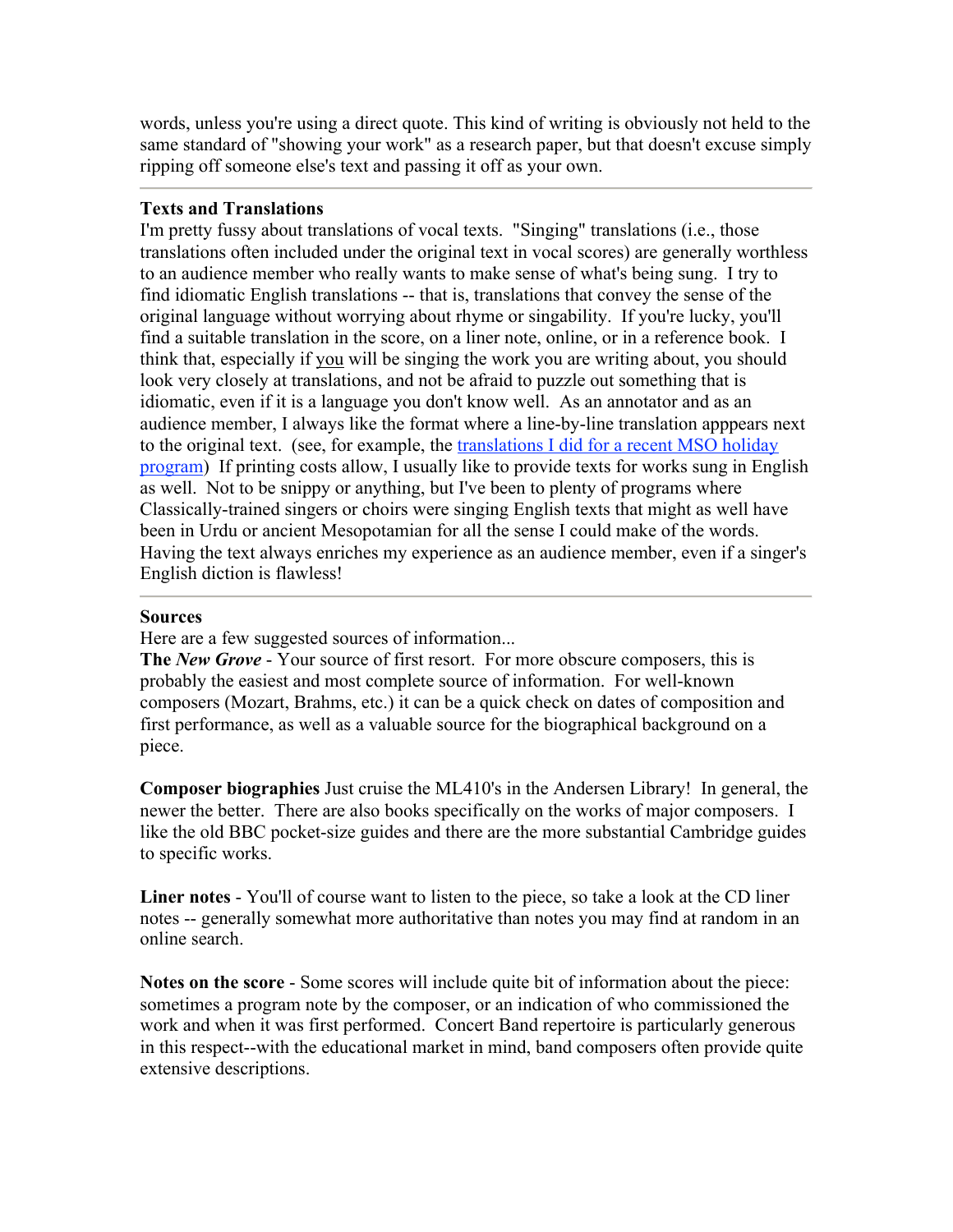words, unless you're using a direct quote. This kind of writing is obviously not held to the same standard of "showing your work" as a research paper, but that doesn't excuse simply ripping off someone else's text and passing it off as your own.

---

**Texts and Translations**

I'm pretty fussy about translations of vocal texts. "Singing" translations (i.e., those translations often included under the original text in vocal scores) are generally worthless to an audience member who really wants to make sense of what's being sung. I try to find idiomatic English translations -- that is, translations that convey the sense of the original language without worrying about rhyme or singability. If you're lucky, you'll find a suitable translation in the score, on a liner note, online, or in a reference book. I think that, especially if <u>you</u> will be singing the work you are writing about, you should look very closely at translations, and not be afraid to puzzle out something that is idiomatic, even if it is a language you don't know well. As an annotator and as an audience member, I always like the format where a line-by-line translation apppears next to the original text. (see, for example, the translations I did for a recent MSO holiday program) If printing costs allow, I usually like to provide texts for works sung in English as well. Not to be snippy or anything, but I've been to plenty of programs where Classically-trained singers or choirs were singing English texts that might as well have been in Urdu or ancient Mesopotamian for all the sense I could make of the words. Having the text always enriches my experience as an audience member, even if a singer's English diction is flawless!

---

**Sources**

Here are a few suggested sources of information...

**The *New Grove*** - Your source of first resort. For more obscure composers, this is probably the easiest and most complete source of information. For well-known composers (Mozart, Brahms, etc.) it can be a quick check on dates of composition and first performance, as well as a valuable source for the biographical background on a piece.

**Composer biographies** Just cruise the ML410's in the Andersen Library! In general, the newer the better. There are also books specifically on the works of major composers. I like the old BBC pocket-size guides and there are the more substantial Cambridge guides to specific works.

**Liner notes** - You'll of course want to listen to the piece, so take a look at the CD liner notes -- generally somewhat more authoritative than notes you may find at random in an online search.

**Notes on the score** - Some scores will include quite bit of information about the piece: sometimes a program note by the composer, or an indication of who commissioned the work and when it was first performed. Concert Band repertoire is particularly generous in this respect--with the educational market in mind, band composers often provide quite extensive descriptions.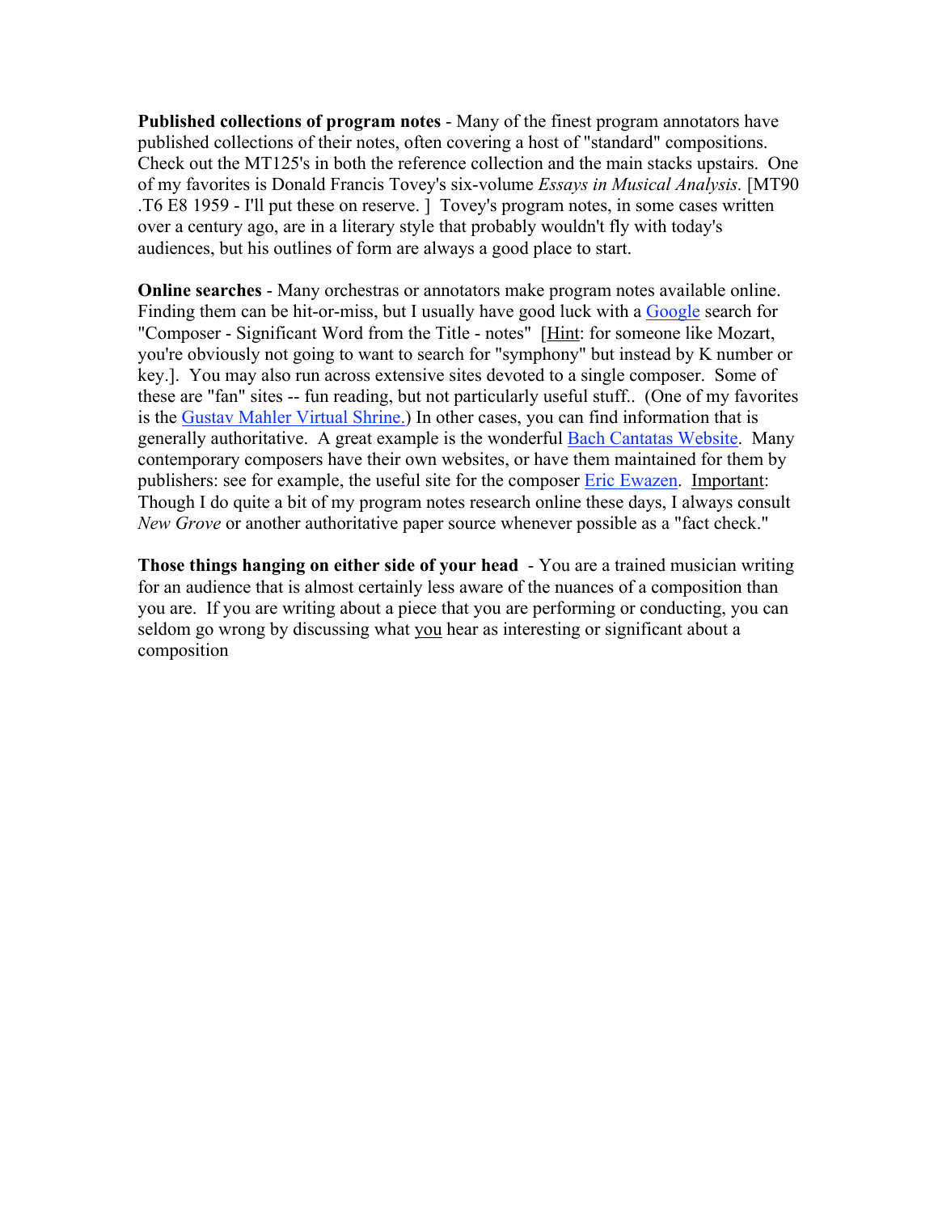**Published collections of program notes** - Many of the finest program annotators have published collections of their notes, often covering a host of "standard" compositions. Check out the MT125's in both the reference collection and the main stacks upstairs. One of my favorites is Donald Francis Tovey's six-volume *Essays in Musical Analysis.* [MT90 .T6 E8 1959 - I'll put these on reserve. ] Tovey's program notes, in some cases written over a century ago, are in a literary style that probably wouldn't fly with today's audiences, but his outlines of form are always a good place to start.

**Online searches** - Many orchestras or annotators make program notes available online. Finding them can be hit-or-miss, but I usually have good luck with a Google search for "Composer - Significant Word from the Title - notes" [Hint: for someone like Mozart, you're obviously not going to want to search for "symphony" but instead by K number or key.]. You may also run across extensive sites devoted to a single composer. Some of these are "fan" sites -- fun reading, but not particularly useful stuff.. (One of my favorites is the Gustav Mahler Virtual Shrine.) In other cases, you can find information that is generally authoritative. A great example is the wonderful Bach Cantatas Website. Many contemporary composers have their own websites, or have them maintained for them by publishers: see for example, the useful site for the composer Eric Ewazen. Important: Though I do quite a bit of my program notes research online these days, I always consult *New Grove* or another authoritative paper source whenever possible as a "fact check."

**Those things hanging on either side of your head** - You are a trained musician writing for an audience that is almost certainly less aware of the nuances of a composition than you are. If you are writing about a piece that you are performing or conducting, you can seldom go wrong by discussing what you hear as interesting or significant about a composition